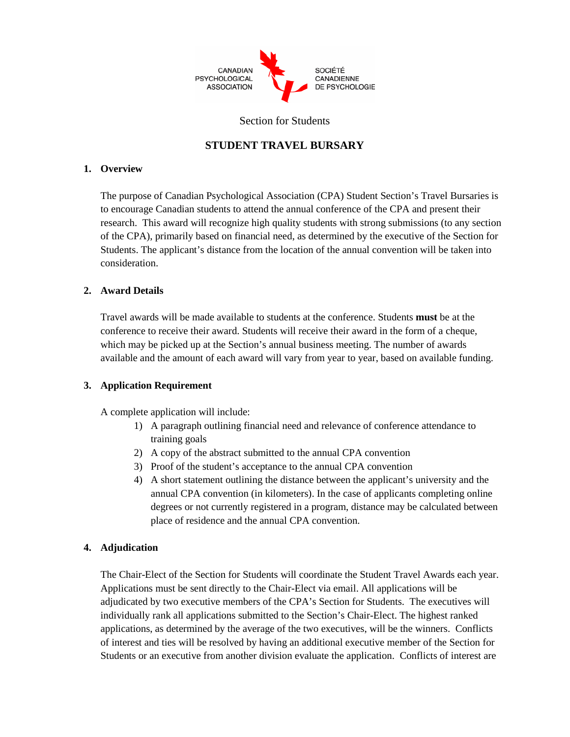CANADIAN PSYCHOLOGICAL ASSOCIATION

SOCIÉTÉ CANADIENNE DE PSYCHOLOGIE

Section for Students

# STUDENT TRAVEL BURSARY

## 1. Overview

The purpose of Canadian Psychological Association (CPA) Student Section's Travel Bursaries is to encourage Canadian students to attend the annual conference of the CPA and present their research. This award will recognize high quality students with strong submissions (to any section of the CPA), primarily based on financial need, as determined by the executive of the Section for Students. The applicant's distance from the location of the annual convention will be taken into consideration.

## 2. Award Details

Travel awards will be made available to students at the conference. Students **must** be at the conference to receive their award. Students will receive their award in the form of a cheque, which may be picked up at the Section's annual business meeting. The number of awards available and the amount of each award will vary from year to year, based on available funding.

## 3. Application Requirement

A complete application will include:

1) A paragraph outlining financial need and relevance of conference attendance to training goals
2) A copy of the abstract submitted to the annual CPA convention
3) Proof of the student's acceptance to the annual CPA convention
4) A short statement outlining the distance between the applicant's university and the annual CPA convention (in kilometers). In the case of applicants completing online degrees or not currently registered in a program, distance may be calculated between place of residence and the annual CPA convention.

## 4. Adjudication

The Chair-Elect of the Section for Students will coordinate the Student Travel Awards each year. Applications must be sent directly to the Chair-Elect via email. All applications will be adjudicated by two executive members of the CPA's Section for Students. The executives will individually rank all applications submitted to the Section's Chair-Elect. The highest ranked applications, as determined by the average of the two executives, will be the winners. Conflicts of interest and ties will be resolved by having an additional executive member of the Section for Students or an executive from another division evaluate the application. Conflicts of interest are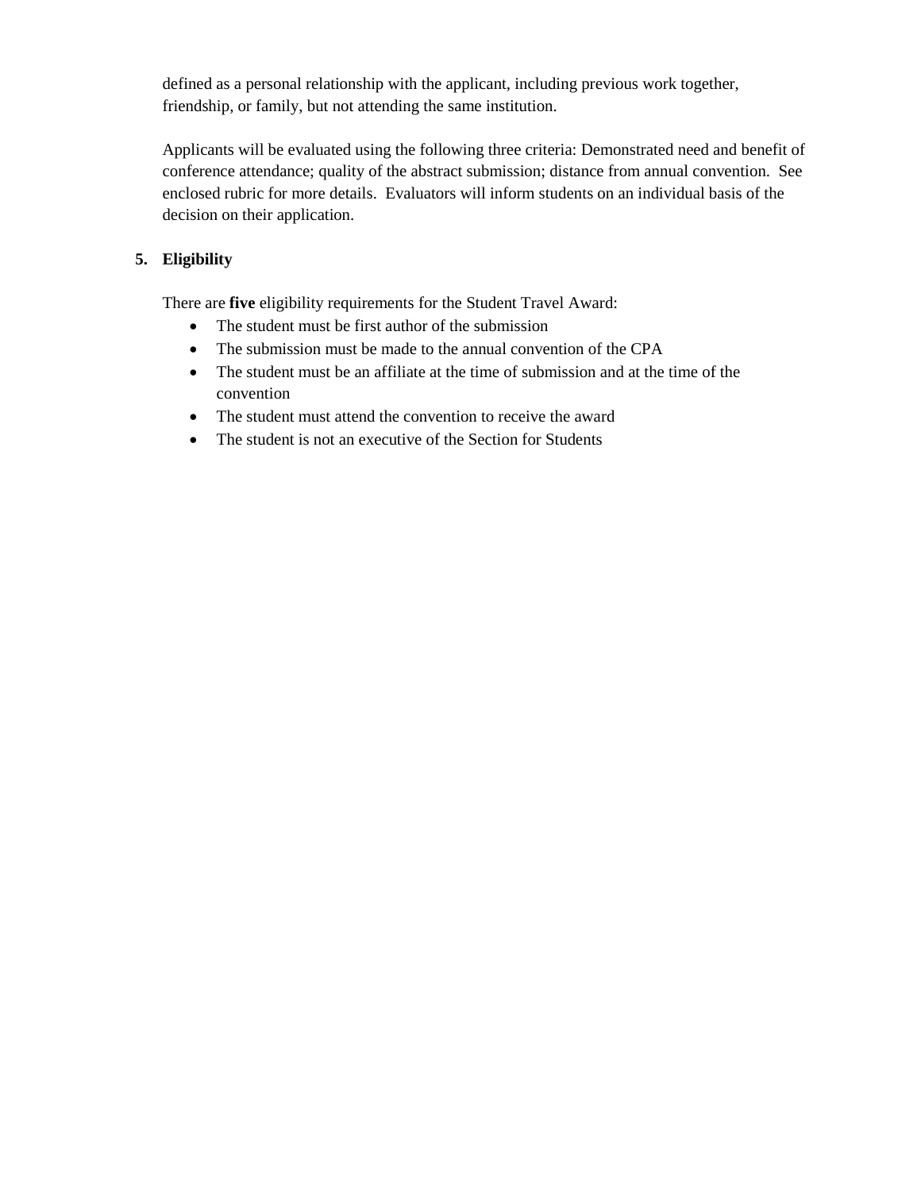defined as a personal relationship with the applicant, including previous work together, friendship, or family, but not attending the same institution.

Applicants will be evaluated using the following three criteria: Demonstrated need and benefit of conference attendance; quality of the abstract submission; distance from annual convention. See enclosed rubric for more details. Evaluators will inform students on an individual basis of the decision on their application.

5. **Eligibility**

There are **five** eligibility requirements for the Student Travel Award:

- The student must be first author of the submission
- The submission must be made to the annual convention of the CPA
- The student must be an affiliate at the time of submission and at the time of the convention
- The student must attend the convention to receive the award
- The student is not an executive of the Section for Students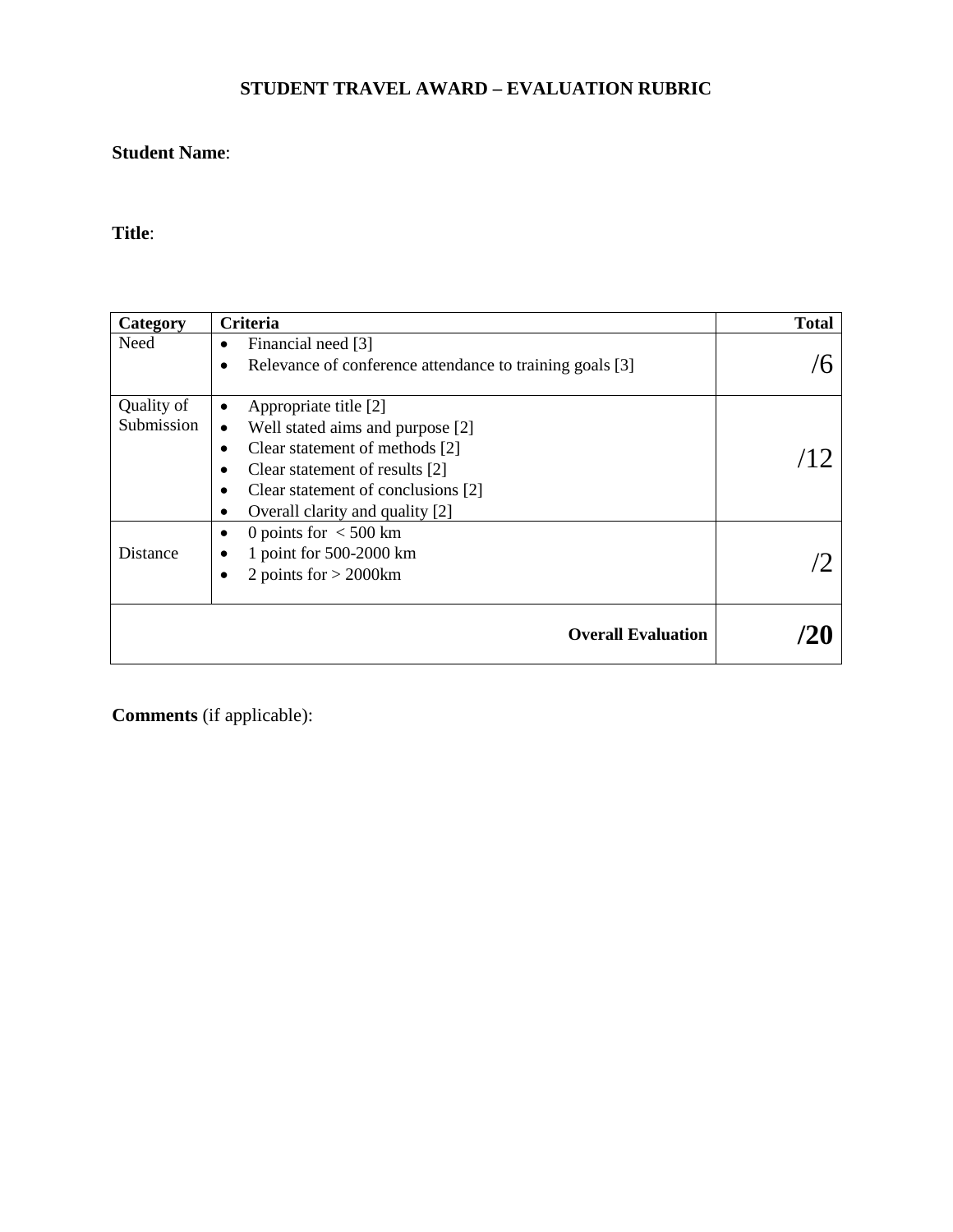**STUDENT TRAVEL AWARD – EVALUATION RUBRIC**

**Student Name**:

**Title**:

| Category | Criteria | Total |
|---|---|---|
| Need | • Financial need [3]<br>• Relevance of conference attendance to training goals [3] | /6 |
| Quality of Submission | • Appropriate title [2]<br>• Well stated aims and purpose [2]<br>• Clear statement of methods [2]<br>• Clear statement of results [2]<br>• Clear statement of conclusions [2]<br>• Overall clarity and quality [2] | /12 |
| Distance | • 0 points for < 500 km<br>• 1 point for 500-2000 km<br>• 2 points for > 2000km | /2 |
| | **Overall Evaluation** | **/20** |

**Comments** (if applicable):